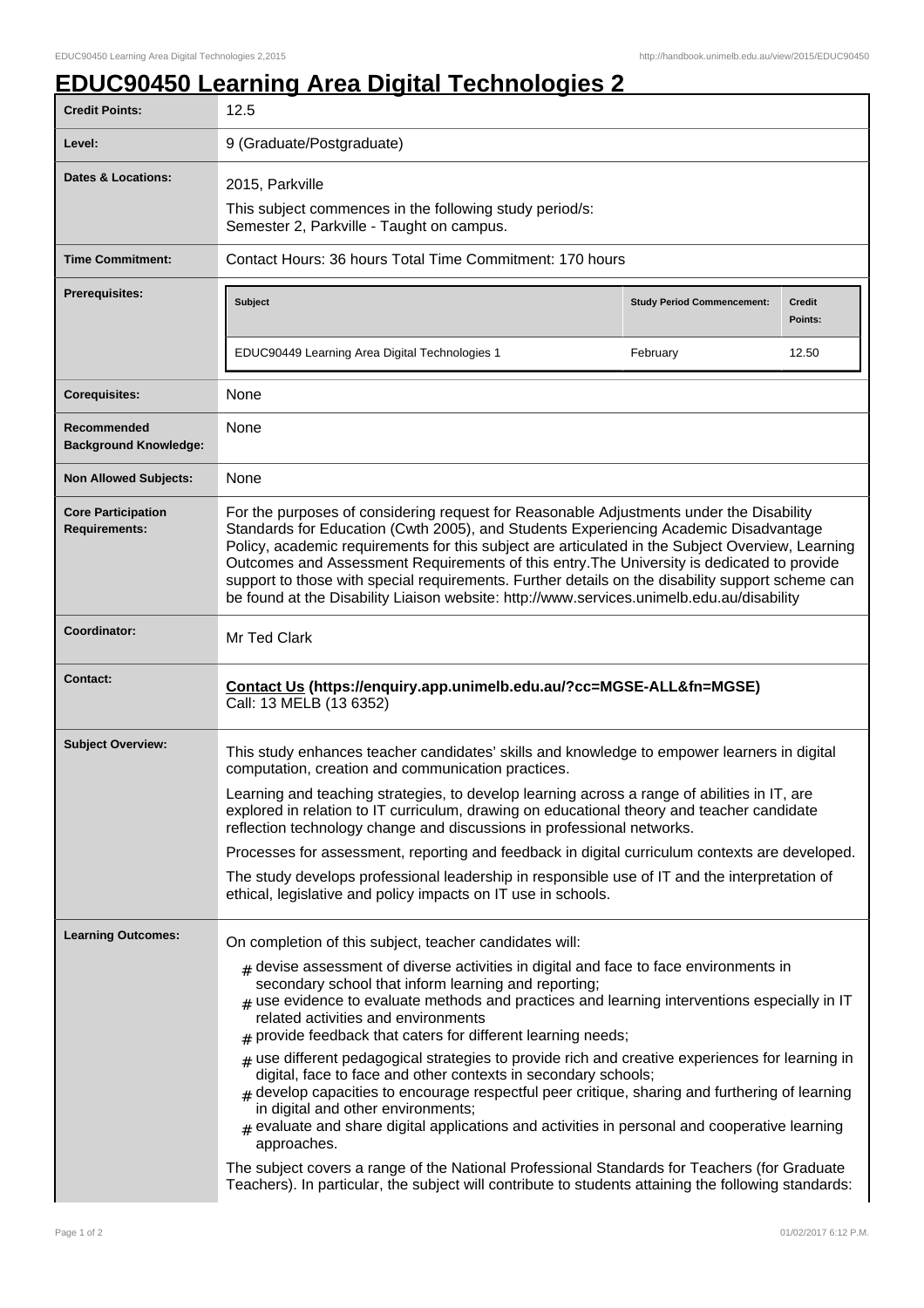# EDUC90450 Learning Area Digital Technologies 2

| | |
|---|---|
| **Credit Points:** | 12.5 |
| **Level:** | 9 (Graduate/Postgraduate) |
| **Dates & Locations:** | 2015, Parkville<br>This subject commences in the following study period/s:<br>Semester 2, Parkville - Taught on campus. |
| **Time Commitment:** | Contact Hours: 36 hours Total Time Commitment: 170 hours |
| **Prerequisites:** | **Subject**: EDUC90449 Learning Area Digital Technologies 1 — **Study Period Commencement**: February — **Credit Points**: 12.50 |
| **Corequisites:** | None |
| **Recommended Background Knowledge:** | None |
| **Non Allowed Subjects:** | None |
| **Core Participation Requirements:** | For the purposes of considering request for Reasonable Adjustments under the Disability Standards for Education (Cwth 2005), and Students Experiencing Academic Disadvantage Policy, academic requirements for this subject are articulated in the Subject Overview, Learning Outcomes and Assessment Requirements of this entry.The University is dedicated to provide support to those with special requirements. Further details on the disability support scheme can be found at the Disability Liaison website: http://www.services.unimelb.edu.au/disability |
| **Coordinator:** | Mr Ted Clark |
| **Contact:** | **Contact Us (https://enquiry.app.unimelb.edu.au/?cc=MGSE-ALL&fn=MGSE)**<br>Call: 13 MELB (13 6352) |
| **Subject Overview:** | This study enhances teacher candidates' skills and knowledge to empower learners in digital computation, creation and communication practices.<br>Learning and teaching strategies, to develop learning across a range of abilities in IT, are explored in relation to IT curriculum, drawing on educational theory and teacher candidate reflection technology change and discussions in professional networks.<br>Processes for assessment, reporting and feedback in digital curriculum contexts are developed.<br>The study develops professional leadership in responsible use of IT and the interpretation of ethical, legislative and policy impacts on IT use in schools. |
| **Learning Outcomes:** | On completion of this subject, teacher candidates will:<br># devise assessment of diverse activities in digital and face to face environments in secondary school that inform learning and reporting;<br># use evidence to evaluate methods and practices and learning interventions especially in IT related activities and environments<br># provide feedback that caters for different learning needs;<br># use different pedagogical strategies to provide rich and creative experiences for learning in digital, face to face and other contexts in secondary schools;<br># develop capacities to encourage respectful peer critique, sharing and furthering of learning in digital and other environments;<br># evaluate and share digital applications and activities in personal and cooperative learning approaches.<br>The subject covers a range of the National Professional Standards for Teachers (for Graduate Teachers). In particular, the subject will contribute to students attaining the following standards: |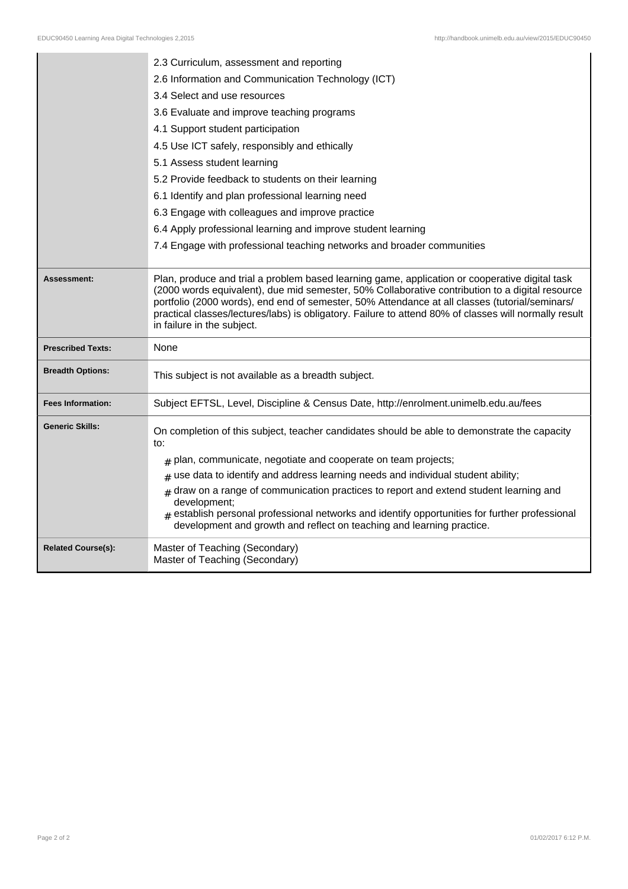| | |
|---|---|
| | 2.3 Curriculum, assessment and reporting<br>2.6 Information and Communication Technology (ICT)<br>3.4 Select and use resources<br>3.6 Evaluate and improve teaching programs<br>4.1 Support student participation<br>4.5 Use ICT safely, responsibly and ethically<br>5.1 Assess student learning<br>5.2 Provide feedback to students on their learning<br>6.1 Identify and plan professional learning need<br>6.3 Engage with colleagues and improve practice<br>6.4 Apply professional learning and improve student learning<br>7.4 Engage with professional teaching networks and broader communities |
| **Assessment:** | Plan, produce and trial a problem based learning game, application or cooperative digital task (2000 words equivalent), due mid semester, 50% Collaborative contribution to a digital resource portfolio (2000 words), end end of semester, 50% Attendance at all classes (tutorial/seminars/ practical classes/lectures/labs) is obligatory. Failure to attend 80% of classes will normally result in failure in the subject. |
| **Prescribed Texts:** | None |
| **Breadth Options:** | This subject is not available as a breadth subject. |
| **Fees Information:** | Subject EFTSL, Level, Discipline & Census Date, http://enrolment.unimelb.edu.au/fees |
| **Generic Skills:** | On completion of this subject, teacher candidates should be able to demonstrate the capacity to:<br># plan, communicate, negotiate and cooperate on team projects;<br># use data to identify and address learning needs and individual student ability;<br># draw on a range of communication practices to report and extend student learning and development;<br># establish personal professional networks and identify opportunities for further professional development and growth and reflect on teaching and learning practice. |
| **Related Course(s):** | Master of Teaching (Secondary)<br>Master of Teaching (Secondary) |